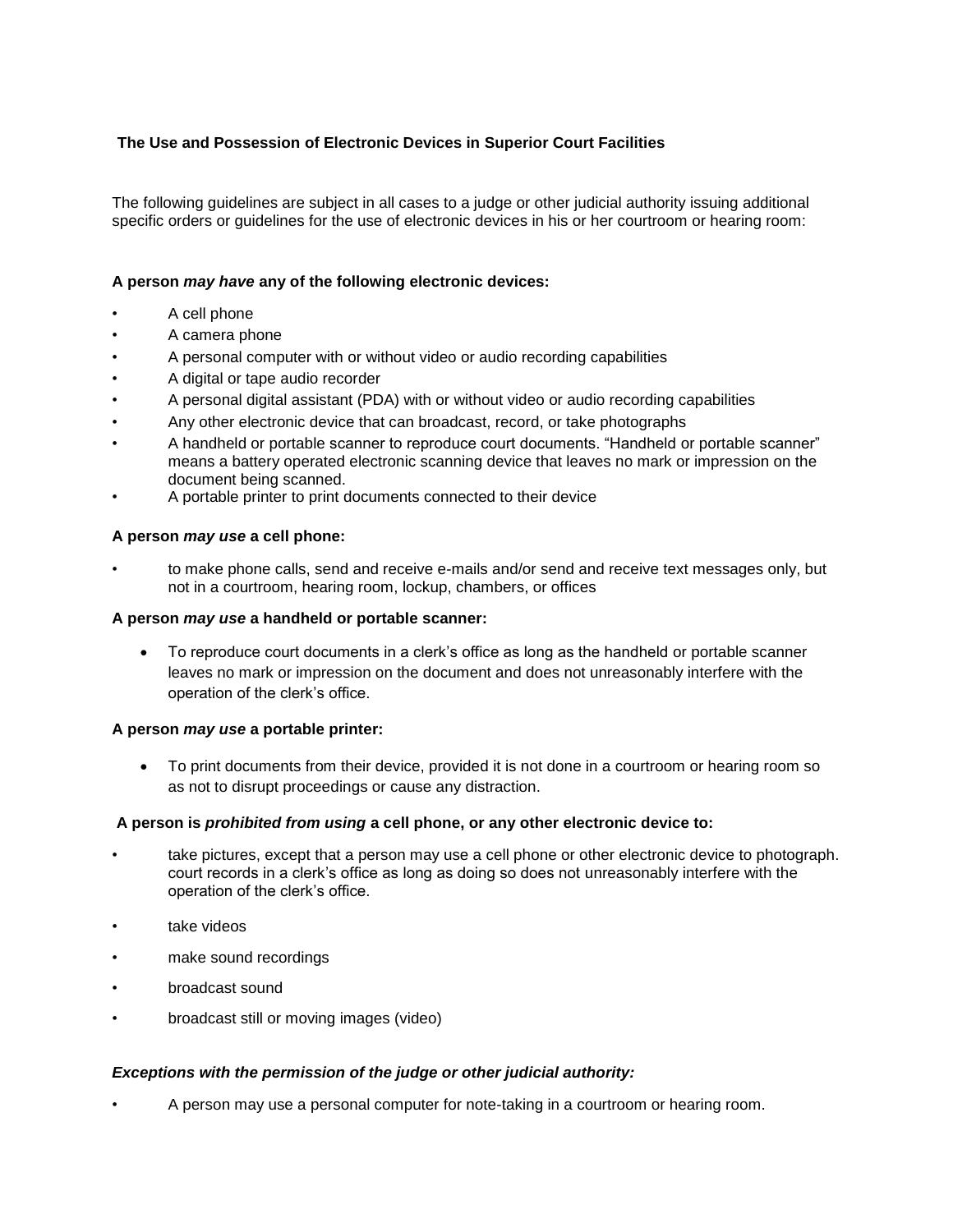## The Use and Possession of Electronic Devices in Superior Court Facilities

The following guidelines are subject in all cases to a judge or other judicial authority issuing additional specific orders or guidelines for the use of electronic devices in his or her courtroom or hearing room:

**A person *may have* any of the following electronic devices:**

- A cell phone
- A camera phone
- A personal computer with or without video or audio recording capabilities
- A digital or tape audio recorder
- A personal digital assistant (PDA) with or without video or audio recording capabilities
- Any other electronic device that can broadcast, record, or take photographs
- A handheld or portable scanner to reproduce court documents. “Handheld or portable scanner” means a battery operated electronic scanning device that leaves no mark or impression on the document being scanned.
- A portable printer to print documents connected to their device

**A person *may use* a cell phone:**

- to make phone calls, send and receive e-mails and/or send and receive text messages only, but not in a courtroom, hearing room, lockup, chambers, or offices

**A person *may use* a handheld or portable scanner:**

- To reproduce court documents in a clerk’s office as long as the handheld or portable scanner leaves no mark or impression on the document and does not unreasonably interfere with the operation of the clerk’s office.

**A person *may use* a portable printer:**

- To print documents from their device, provided it is not done in a courtroom or hearing room so as not to disrupt proceedings or cause any distraction.

**A person is *prohibited from using* a cell phone, or any other electronic device to:**

- take pictures, except that a person may use a cell phone or other electronic device to photograph. court records in a clerk’s office as long as doing so does not unreasonably interfere with the operation of the clerk’s office.
- take videos
- make sound recordings
- broadcast sound
- broadcast still or moving images (video)

***Exceptions with the permission of the judge or other judicial authority:***

- A person may use a personal computer for note-taking in a courtroom or hearing room.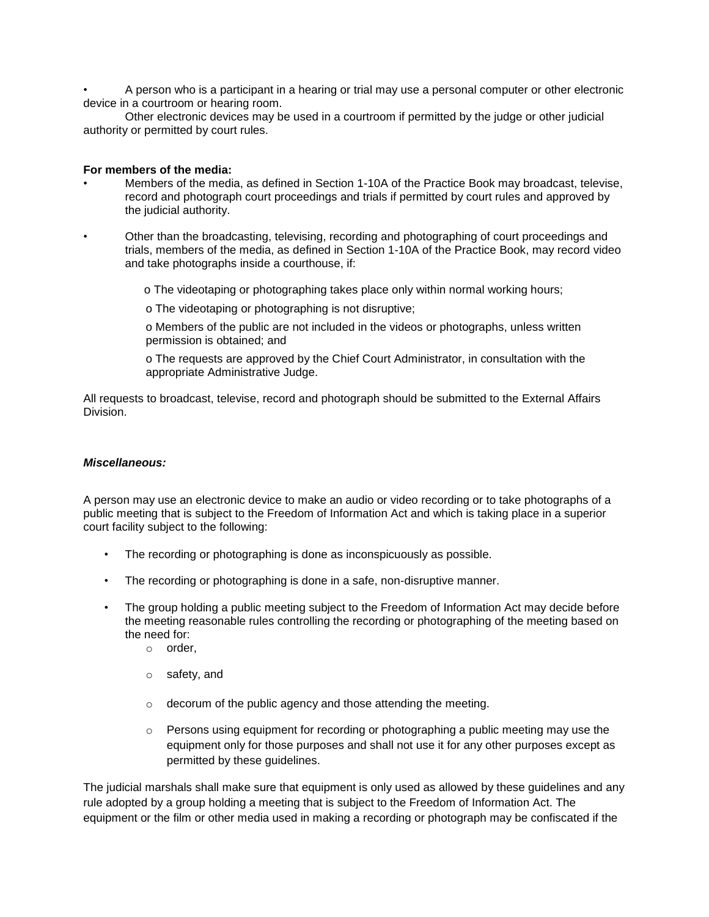- A person who is a participant in a hearing or trial may use a personal computer or other electronic device in a courtroom or hearing room.

  Other electronic devices may be used in a courtroom if permitted by the judge or other judicial authority or permitted by court rules.

**For members of the media:**

- Members of the media, as defined in Section 1-10A of the Practice Book may broadcast, televise, record and photograph court proceedings and trials if permitted by court rules and approved by the judicial authority.

- Other than the broadcasting, televising, recording and photographing of court proceedings and trials, members of the media, as defined in Section 1-10A of the Practice Book, may record video and take photographs inside a courthouse, if:

  - The videotaping or photographing takes place only within normal working hours;
  - The videotaping or photographing is not disruptive;
  - Members of the public are not included in the videos or photographs, unless written permission is obtained; and
  - The requests are approved by the Chief Court Administrator, in consultation with the appropriate Administrative Judge.

All requests to broadcast, televise, record and photograph should be submitted to the External Affairs Division.

***Miscellaneous:***

A person may use an electronic device to make an audio or video recording or to take photographs of a public meeting that is subject to the Freedom of Information Act and which is taking place in a superior court facility subject to the following:

- The recording or photographing is done as inconspicuously as possible.
- The recording or photographing is done in a safe, non-disruptive manner.
- The group holding a public meeting subject to the Freedom of Information Act may decide before the meeting reasonable rules controlling the recording or photographing of the meeting based on the need for:
  - order,
  - safety, and
  - decorum of the public agency and those attending the meeting.
  - Persons using equipment for recording or photographing a public meeting may use the equipment only for those purposes and shall not use it for any other purposes except as permitted by these guidelines.

The judicial marshals shall make sure that equipment is only used as allowed by these guidelines and any rule adopted by a group holding a meeting that is subject to the Freedom of Information Act. The equipment or the film or other media used in making a recording or photograph may be confiscated if the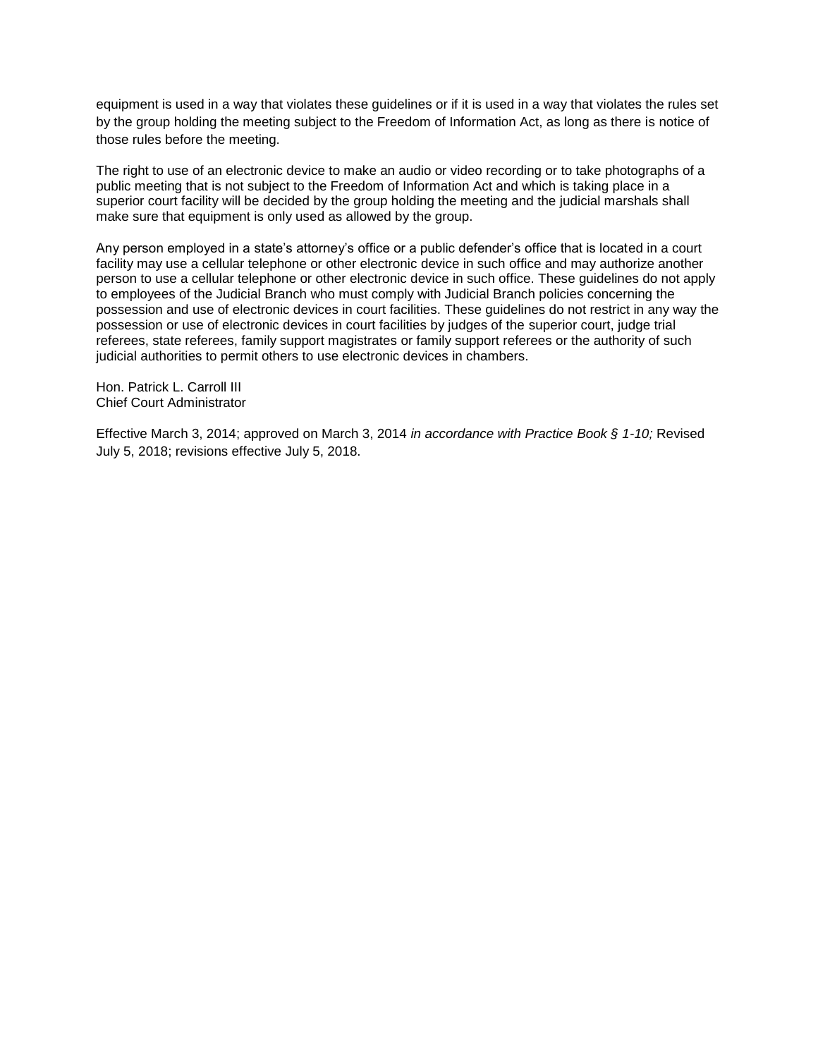equipment is used in a way that violates these guidelines or if it is used in a way that violates the rules set by the group holding the meeting subject to the Freedom of Information Act, as long as there is notice of those rules before the meeting.

The right to use of an electronic device to make an audio or video recording or to take photographs of a public meeting that is not subject to the Freedom of Information Act and which is taking place in a superior court facility will be decided by the group holding the meeting and the judicial marshals shall make sure that equipment is only used as allowed by the group.

Any person employed in a state's attorney's office or a public defender's office that is located in a court facility may use a cellular telephone or other electronic device in such office and may authorize another person to use a cellular telephone or other electronic device in such office. These guidelines do not apply to employees of the Judicial Branch who must comply with Judicial Branch policies concerning the possession and use of electronic devices in court facilities. These guidelines do not restrict in any way the possession or use of electronic devices in court facilities by judges of the superior court, judge trial referees, state referees, family support magistrates or family support referees or the authority of such judicial authorities to permit others to use electronic devices in chambers.

Hon. Patrick L. Carroll III
Chief Court Administrator

Effective March 3, 2014; approved on March 3, 2014 *in accordance with Practice Book § 1-10;* Revised July 5, 2018; revisions effective July 5, 2018.